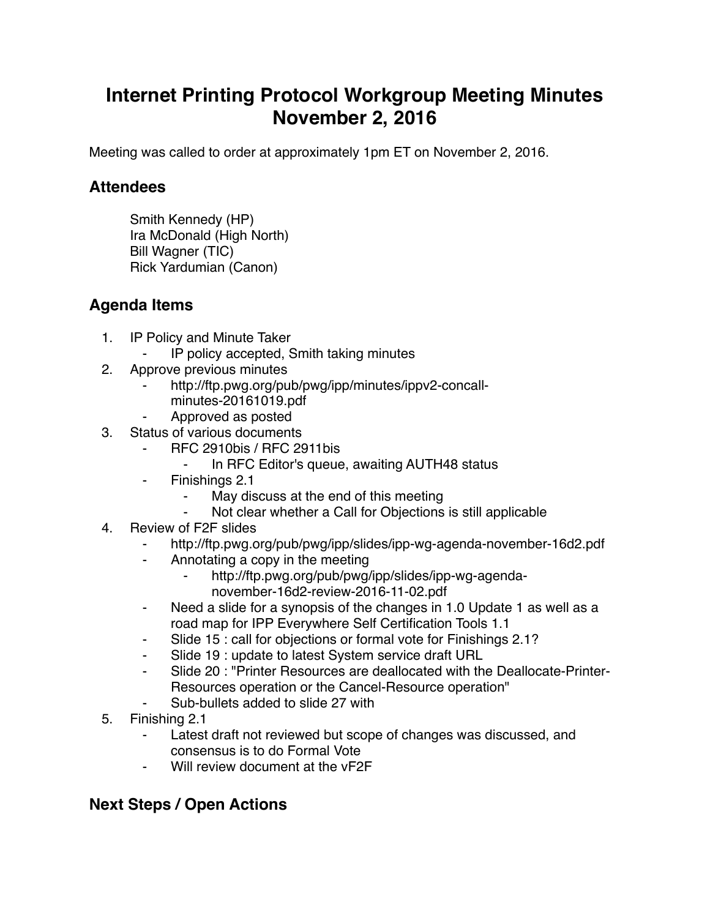# Internet Printing Protocol Workgroup Meeting Minutes November 2, 2016

Meeting was called to order at approximately 1pm ET on November 2, 2016.

## Attendees

Smith Kennedy (HP)
Ira McDonald (High North)
Bill Wagner (TIC)
Rick Yardumian (Canon)

## Agenda Items

1. IP Policy and Minute Taker
    - IP policy accepted, Smith taking minutes
2. Approve previous minutes
    - http://ftp.pwg.org/pub/pwg/ipp/minutes/ippv2-concall-minutes-20161019.pdf
    - Approved as posted
3. Status of various documents
    - RFC 2910bis / RFC 2911bis
        - In RFC Editor's queue, awaiting AUTH48 status
    - Finishings 2.1
        - May discuss at the end of this meeting
        - Not clear whether a Call for Objections is still applicable
4. Review of F2F slides
    - http://ftp.pwg.org/pub/pwg/ipp/slides/ipp-wg-agenda-november-16d2.pdf
    - Annotating a copy in the meeting
        - http://ftp.pwg.org/pub/pwg/ipp/slides/ipp-wg-agenda-november-16d2-review-2016-11-02.pdf
    - Need a slide for a synopsis of the changes in 1.0 Update 1 as well as a road map for IPP Everywhere Self Certification Tools 1.1
    - Slide 15 : call for objections or formal vote for Finishings 2.1?
    - Slide 19 : update to latest System service draft URL
    - Slide 20 : "Printer Resources are deallocated with the Deallocate-Printer-Resources operation or the Cancel-Resource operation"
    - Sub-bullets added to slide 27 with
5. Finishing 2.1
    - Latest draft not reviewed but scope of changes was discussed, and consensus is to do Formal Vote
    - Will review document at the vF2F

## Next Steps / Open Actions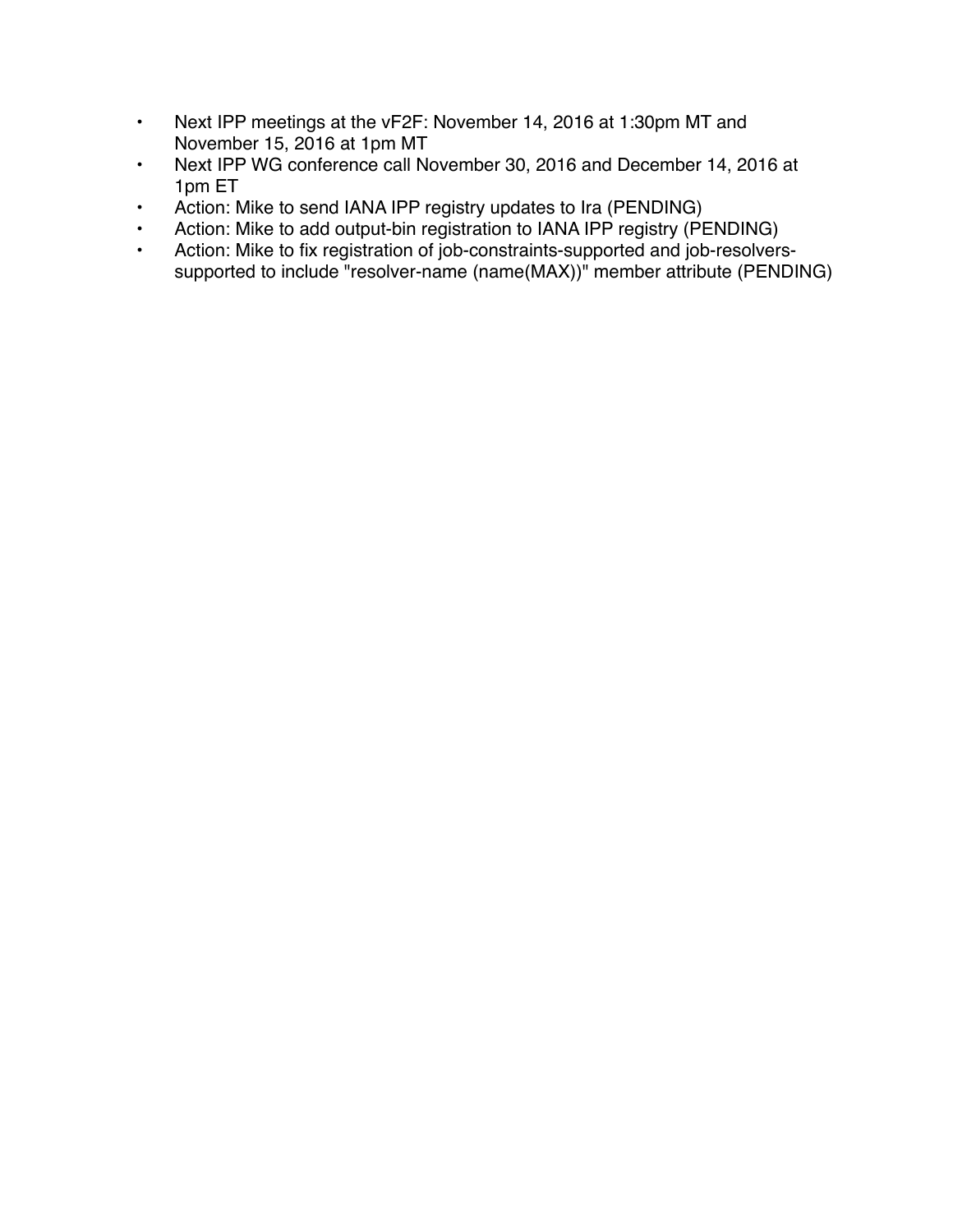- Next IPP meetings at the vF2F: November 14, 2016 at 1:30pm MT and November 15, 2016 at 1pm MT
- Next IPP WG conference call November 30, 2016 and December 14, 2016 at 1pm ET
- Action: Mike to send IANA IPP registry updates to Ira (PENDING)
- Action: Mike to add output-bin registration to IANA IPP registry (PENDING)
- Action: Mike to fix registration of job-constraints-supported and job-resolvers-supported to include "resolver-name (name(MAX))" member attribute (PENDING)